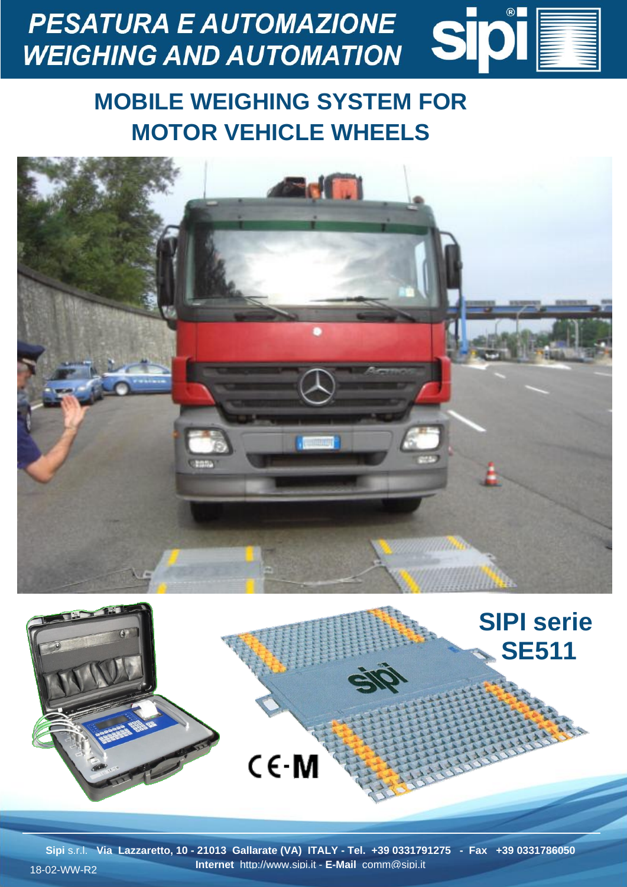# PESATURA E AUTOMAZIONE
# WEIGHING AND AUTOMATION

## MOBILE WEIGHING SYSTEM FOR MOTOR VEHICLE WHEELS

**SIPI serie SE511**

**Sipi** s.r.l. **Via Lazzaretto, 10 - 21013 Gallarate (VA) ITALY - Tel. +39 0331791275 - Fax +39 0331786050**

**Internet** http://www.sipi.it - **E-Mail** comm@sipi.it

18-02-WW-R2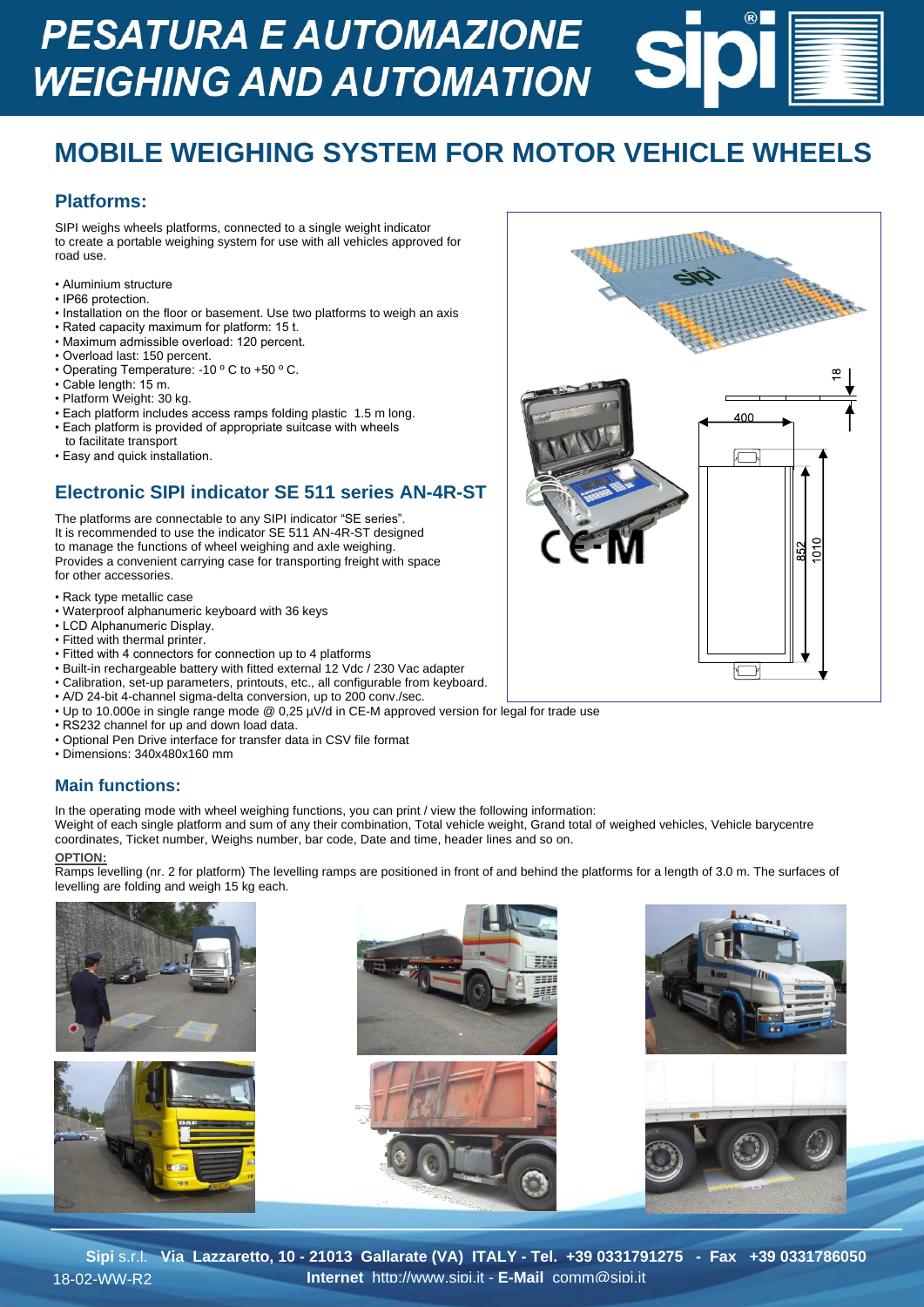# PESATURA E AUTOMAZIONE WEIGHING AND AUTOMATION

## MOBILE WEIGHING SYSTEM FOR MOTOR VEHICLE WHEELS

### Platforms:

SIPI weighs wheels platforms, connected to a single weight indicator to create a portable weighing system for use with all vehicles approved for road use.

- Aluminium structure
- IP66 protection.
- Installation on the floor or basement. Use two platforms to weigh an axis
- Rated capacity maximum for platform: 15 t.
- Maximum admissible overload: 120 percent.
- Overload last: 150 percent.
- Operating Temperature: -10 º C to +50 º C.
- Cable length: 15 m.
- Platform Weight: 30 kg.
- Each platform includes access ramps folding plastic 1.5 m long.
- Each platform is provided of appropriate suitcase with wheels to facilitate transport
- Easy and quick installation.

400

18

852

1010

### Electronic SIPI indicator SE 511 series AN-4R-ST

The platforms are connectable to any SIPI indicator "SE series".
It is recommended to use the indicator SE 511 AN-4R-ST designed to manage the functions of wheel weighing and axle weighing.
Provides a convenient carrying case for transporting freight with space for other accessories.

- Rack type metallic case
- Waterproof alphanumeric keyboard with 36 keys
- LCD Alphanumeric Display.
- Fitted with thermal printer.
- Fitted with 4 connectors for connection up to 4 platforms
- Built-in rechargeable battery with fitted external 12 Vdc / 230 Vac adapter
- Calibration, set-up parameters, printouts, etc., all configurable from keyboard.
- A/D 24-bit 4-channel sigma-delta conversion, up to 200 conv./sec.
- Up to 10.000e in single range mode @ 0,25 µV/d in CE-M approved version for legal for trade use
- RS232 channel for up and down load data.
- Optional Pen Drive interface for transfer data in CSV file format
- Dimensions: 340x480x160 mm

### Main functions:

In the operating mode with wheel weighing functions, you can print / view the following information:
Weight of each single platform and sum of any their combination, Total vehicle weight, Grand total of weighed vehicles, Vehicle barycentre coordinates, Ticket number, Weighs number, bar code, Date and time, header lines and so on.

**OPTION:**

Ramps levelling (nr. 2 for platform) The levelling ramps are positioned in front of and behind the platforms for a length of 3.0 m. The surfaces of levelling are folding and weigh 15 kg each.

**Sipi** s.r.l. **Via Lazzaretto, 10 - 21013 Gallarate (VA) ITALY - Tel. +39 0331791275 - Fax +39 0331786050**
18-02-WW-R2 **Internet** http://www.sipi.it - **E-Mail** comm@sipi.it